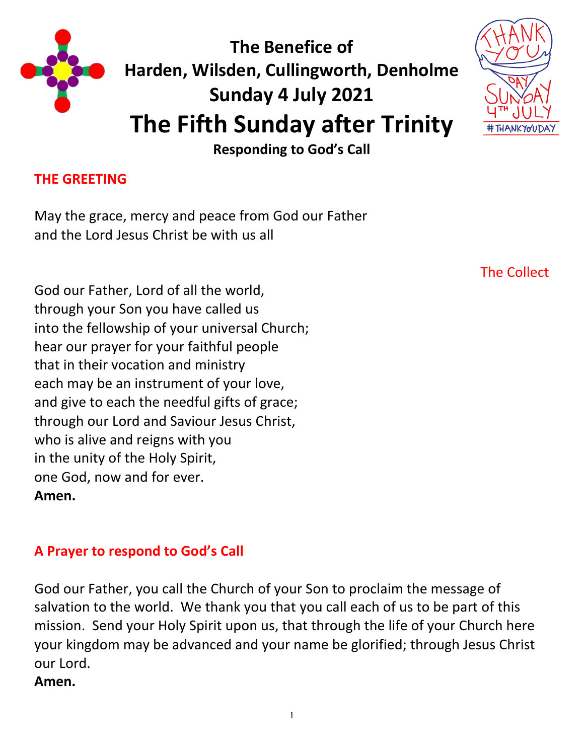# The Benefice of
# Harden, Wilsden, Cullingworth, Denholme
# Sunday 4 July 2021
# The Fifth Sunday after Trinity

**Responding to God's Call**

## THE GREETING

May the grace, mercy and peace from God our Father
and the Lord Jesus Christ be with us all

The Collect

God our Father, Lord of all the world,
through your Son you have called us
into the fellowship of your universal Church;
hear our prayer for your faithful people
that in their vocation and ministry
each may be an instrument of your love,
and give to each the needful gifts of grace;
through our Lord and Saviour Jesus Christ,
who is alive and reigns with you
in the unity of the Holy Spirit,
one God, now and for ever.
**Amen.**

## A Prayer to respond to God's Call

God our Father, you call the Church of your Son to proclaim the message of salvation to the world. We thank you that you call each of us to be part of this mission. Send your Holy Spirit upon us, that through the life of your Church here your kingdom may be advanced and your name be glorified; through Jesus Christ our Lord.
**Amen.**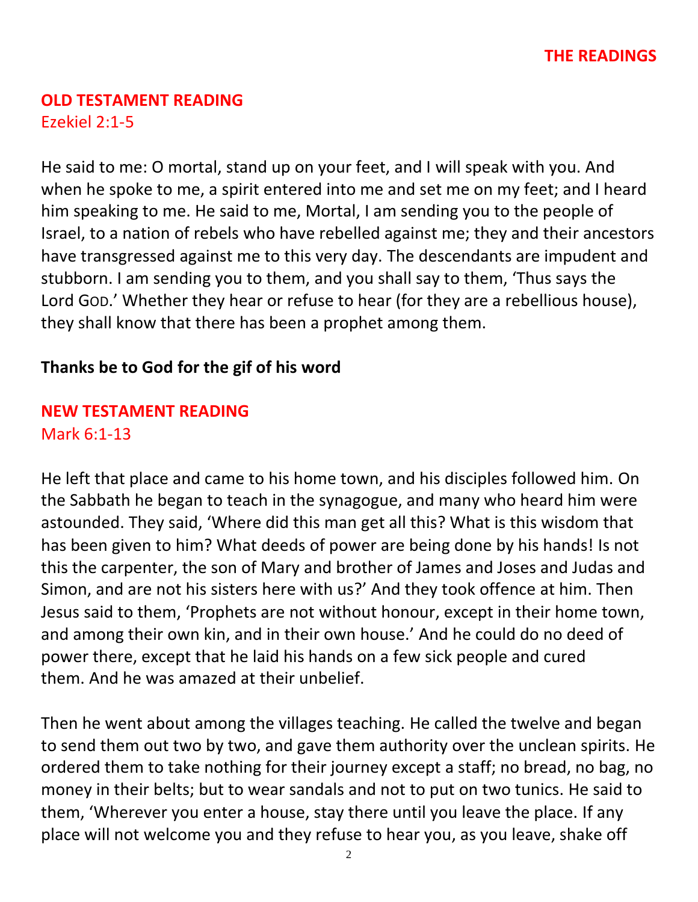## THE READINGS

### OLD TESTAMENT READING
Ezekiel 2:1-5

He said to me: O mortal, stand up on your feet, and I will speak with you. And when he spoke to me, a spirit entered into me and set me on my feet; and I heard him speaking to me. He said to me, Mortal, I am sending you to the people of Israel, to a nation of rebels who have rebelled against me; they and their ancestors have transgressed against me to this very day. The descendants are impudent and stubborn. I am sending you to them, and you shall say to them, 'Thus says the Lord GOD.' Whether they hear or refuse to hear (for they are a rebellious house), they shall know that there has been a prophet among them.

**Thanks be to God for the gif of his word**

### NEW TESTAMENT READING
Mark 6:1-13

He left that place and came to his home town, and his disciples followed him. On the Sabbath he began to teach in the synagogue, and many who heard him were astounded. They said, 'Where did this man get all this? What is this wisdom that has been given to him? What deeds of power are being done by his hands! Is not this the carpenter, the son of Mary and brother of James and Joses and Judas and Simon, and are not his sisters here with us?' And they took offence at him. Then Jesus said to them, 'Prophets are not without honour, except in their home town, and among their own kin, and in their own house.' And he could do no deed of power there, except that he laid his hands on a few sick people and cured them. And he was amazed at their unbelief.

Then he went about among the villages teaching. He called the twelve and began to send them out two by two, and gave them authority over the unclean spirits. He ordered them to take nothing for their journey except a staff; no bread, no bag, no money in their belts; but to wear sandals and not to put on two tunics. He said to them, 'Wherever you enter a house, stay there until you leave the place. If any place will not welcome you and they refuse to hear you, as you leave, shake off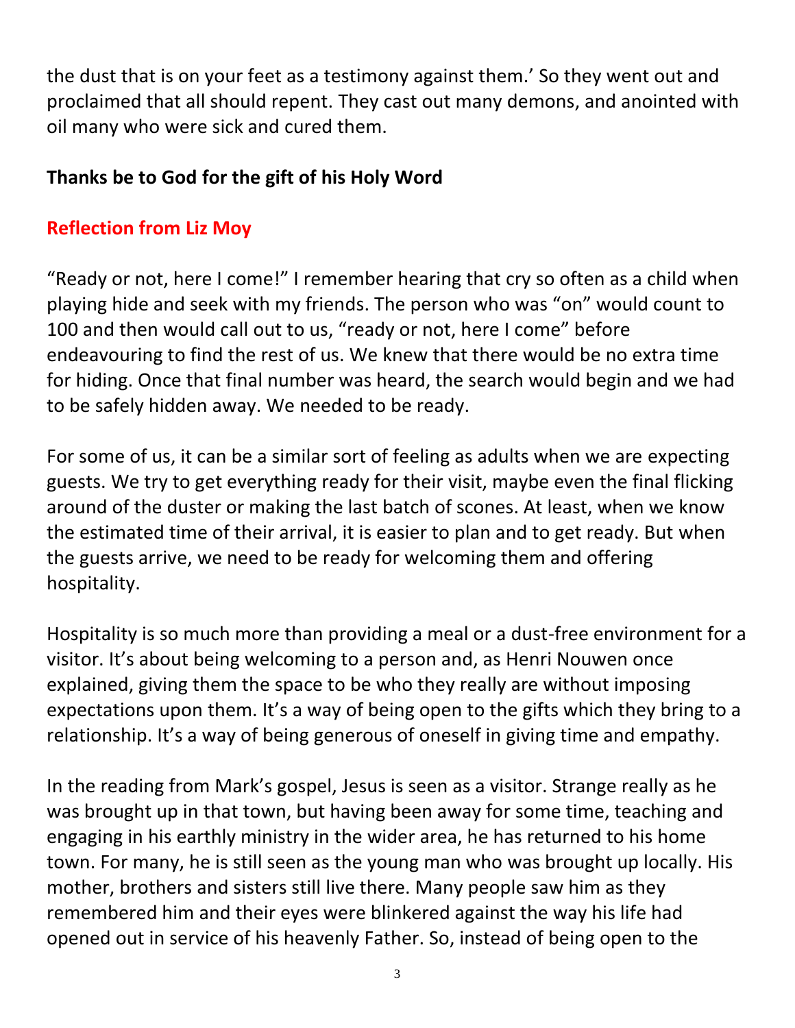the dust that is on your feet as a testimony against them.' So they went out and proclaimed that all should repent. They cast out many demons, and anointed with oil many who were sick and cured them.

**Thanks be to God for the gift of his Holy Word**

## Reflection from Liz Moy

"Ready or not, here I come!" I remember hearing that cry so often as a child when playing hide and seek with my friends. The person who was "on" would count to 100 and then would call out to us, "ready or not, here I come" before endeavouring to find the rest of us. We knew that there would be no extra time for hiding. Once that final number was heard, the search would begin and we had to be safely hidden away. We needed to be ready.

For some of us, it can be a similar sort of feeling as adults when we are expecting guests. We try to get everything ready for their visit, maybe even the final flicking around of the duster or making the last batch of scones. At least, when we know the estimated time of their arrival, it is easier to plan and to get ready. But when the guests arrive, we need to be ready for welcoming them and offering hospitality.

Hospitality is so much more than providing a meal or a dust-free environment for a visitor. It's about being welcoming to a person and, as Henri Nouwen once explained, giving them the space to be who they really are without imposing expectations upon them. It's a way of being open to the gifts which they bring to a relationship. It's a way of being generous of oneself in giving time and empathy.

In the reading from Mark's gospel, Jesus is seen as a visitor. Strange really as he was brought up in that town, but having been away for some time, teaching and engaging in his earthly ministry in the wider area, he has returned to his home town. For many, he is still seen as the young man who was brought up locally. His mother, brothers and sisters still live there. Many people saw him as they remembered him and their eyes were blinkered against the way his life had opened out in service of his heavenly Father. So, instead of being open to the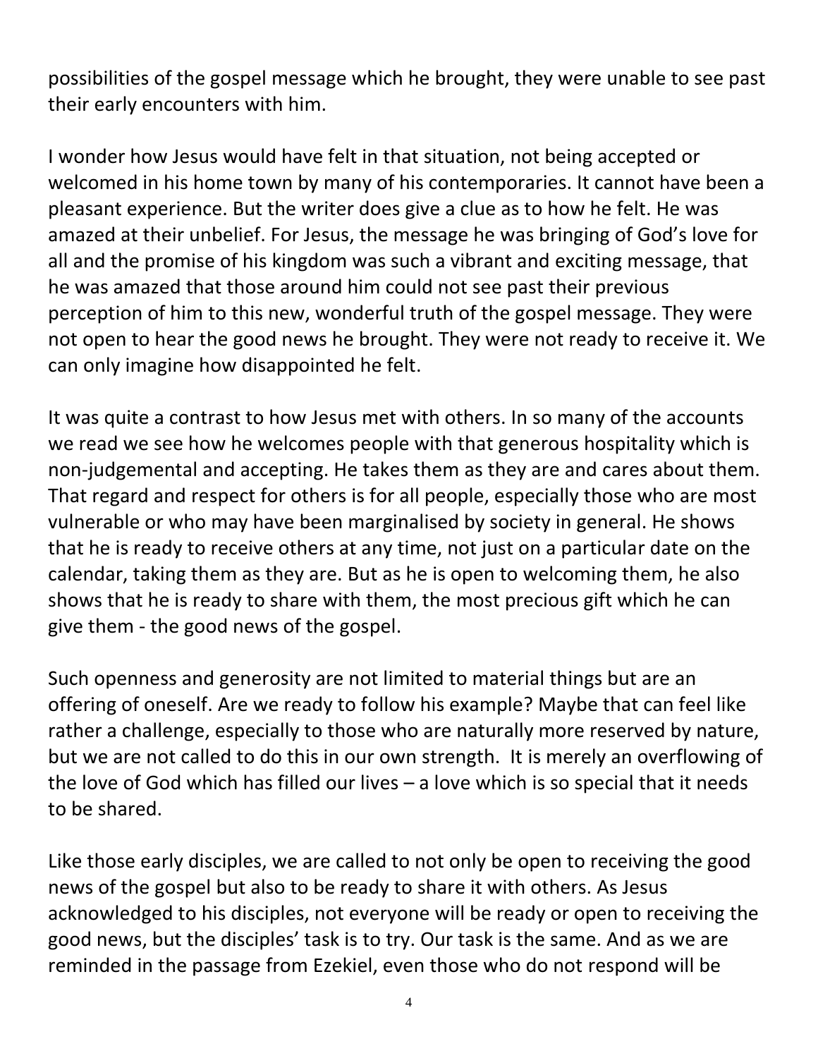possibilities of the gospel message which he brought, they were unable to see past their early encounters with him.

I wonder how Jesus would have felt in that situation, not being accepted or welcomed in his home town by many of his contemporaries. It cannot have been a pleasant experience. But the writer does give a clue as to how he felt. He was amazed at their unbelief. For Jesus, the message he was bringing of God's love for all and the promise of his kingdom was such a vibrant and exciting message, that he was amazed that those around him could not see past their previous perception of him to this new, wonderful truth of the gospel message. They were not open to hear the good news he brought. They were not ready to receive it. We can only imagine how disappointed he felt.

It was quite a contrast to how Jesus met with others. In so many of the accounts we read we see how he welcomes people with that generous hospitality which is non-judgemental and accepting. He takes them as they are and cares about them. That regard and respect for others is for all people, especially those who are most vulnerable or who may have been marginalised by society in general. He shows that he is ready to receive others at any time, not just on a particular date on the calendar, taking them as they are. But as he is open to welcoming them, he also shows that he is ready to share with them, the most precious gift which he can give them - the good news of the gospel.

Such openness and generosity are not limited to material things but are an offering of oneself. Are we ready to follow his example? Maybe that can feel like rather a challenge, especially to those who are naturally more reserved by nature, but we are not called to do this in our own strength. It is merely an overflowing of the love of God which has filled our lives – a love which is so special that it needs to be shared.

Like those early disciples, we are called to not only be open to receiving the good news of the gospel but also to be ready to share it with others. As Jesus acknowledged to his disciples, not everyone will be ready or open to receiving the good news, but the disciples' task is to try. Our task is the same. And as we are reminded in the passage from Ezekiel, even those who do not respond will be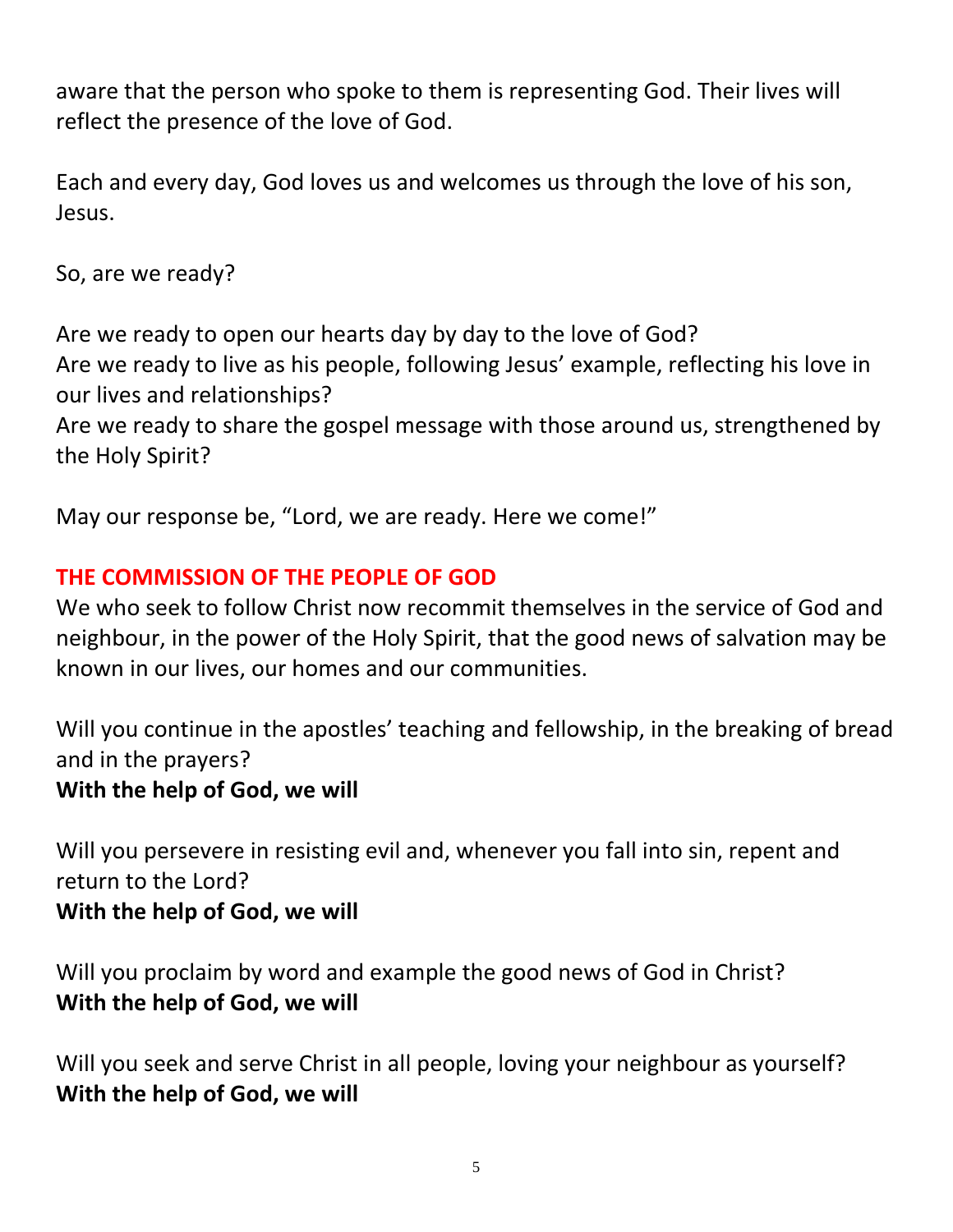aware that the person who spoke to them is representing God. Their lives will reflect the presence of the love of God.

Each and every day, God loves us and welcomes us through the love of his son, Jesus.

So, are we ready?

Are we ready to open our hearts day by day to the love of God?
Are we ready to live as his people, following Jesus' example, reflecting his love in our lives and relationships?
Are we ready to share the gospel message with those around us, strengthened by the Holy Spirit?

May our response be, "Lord, we are ready. Here we come!"

## THE COMMISSION OF THE PEOPLE OF GOD

We who seek to follow Christ now recommit themselves in the service of God and neighbour, in the power of the Holy Spirit, that the good news of salvation may be known in our lives, our homes and our communities.

Will you continue in the apostles' teaching and fellowship, in the breaking of bread and in the prayers?
**With the help of God, we will**

Will you persevere in resisting evil and, whenever you fall into sin, repent and return to the Lord?
**With the help of God, we will**

Will you proclaim by word and example the good news of God in Christ?
**With the help of God, we will**

Will you seek and serve Christ in all people, loving your neighbour as yourself?
**With the help of God, we will**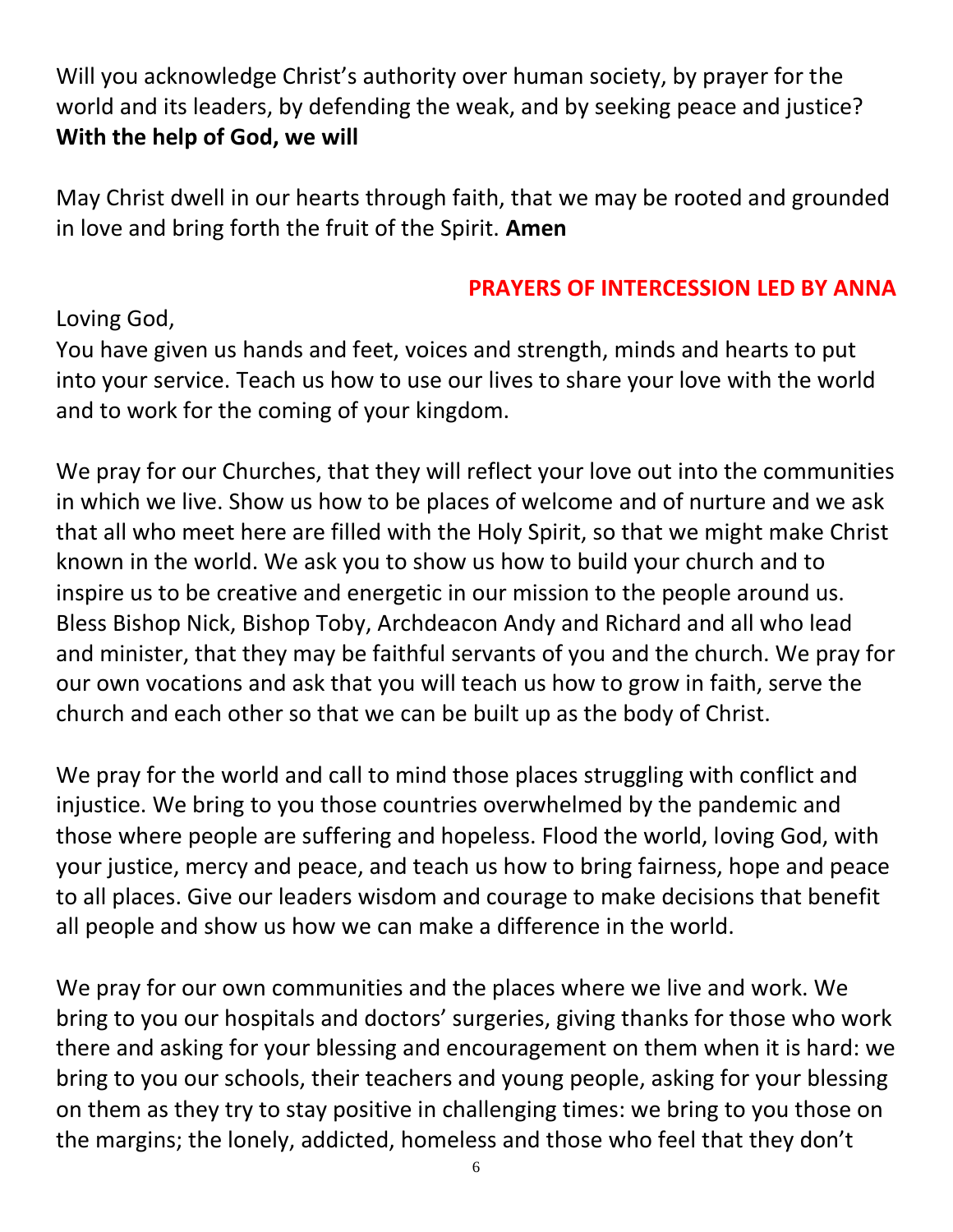Will you acknowledge Christ's authority over human society, by prayer for the world and its leaders, by defending the weak, and by seeking peace and justice?
**With the help of God, we will**

May Christ dwell in our hearts through faith, that we may be rooted and grounded in love and bring forth the fruit of the Spirit. **Amen**

## PRAYERS OF INTERCESSION LED BY ANNA

Loving God,
You have given us hands and feet, voices and strength, minds and hearts to put into your service. Teach us how to use our lives to share your love with the world and to work for the coming of your kingdom.

We pray for our Churches, that they will reflect your love out into the communities in which we live. Show us how to be places of welcome and of nurture and we ask that all who meet here are filled with the Holy Spirit, so that we might make Christ known in the world. We ask you to show us how to build your church and to inspire us to be creative and energetic in our mission to the people around us. Bless Bishop Nick, Bishop Toby, Archdeacon Andy and Richard and all who lead and minister, that they may be faithful servants of you and the church. We pray for our own vocations and ask that you will teach us how to grow in faith, serve the church and each other so that we can be built up as the body of Christ.

We pray for the world and call to mind those places struggling with conflict and injustice. We bring to you those countries overwhelmed by the pandemic and those where people are suffering and hopeless. Flood the world, loving God, with your justice, mercy and peace, and teach us how to bring fairness, hope and peace to all places. Give our leaders wisdom and courage to make decisions that benefit all people and show us how we can make a difference in the world.

We pray for our own communities and the places where we live and work. We bring to you our hospitals and doctors' surgeries, giving thanks for those who work there and asking for your blessing and encouragement on them when it is hard: we bring to you our schools, their teachers and young people, asking for your blessing on them as they try to stay positive in challenging times: we bring to you those on the margins; the lonely, addicted, homeless and those who feel that they don't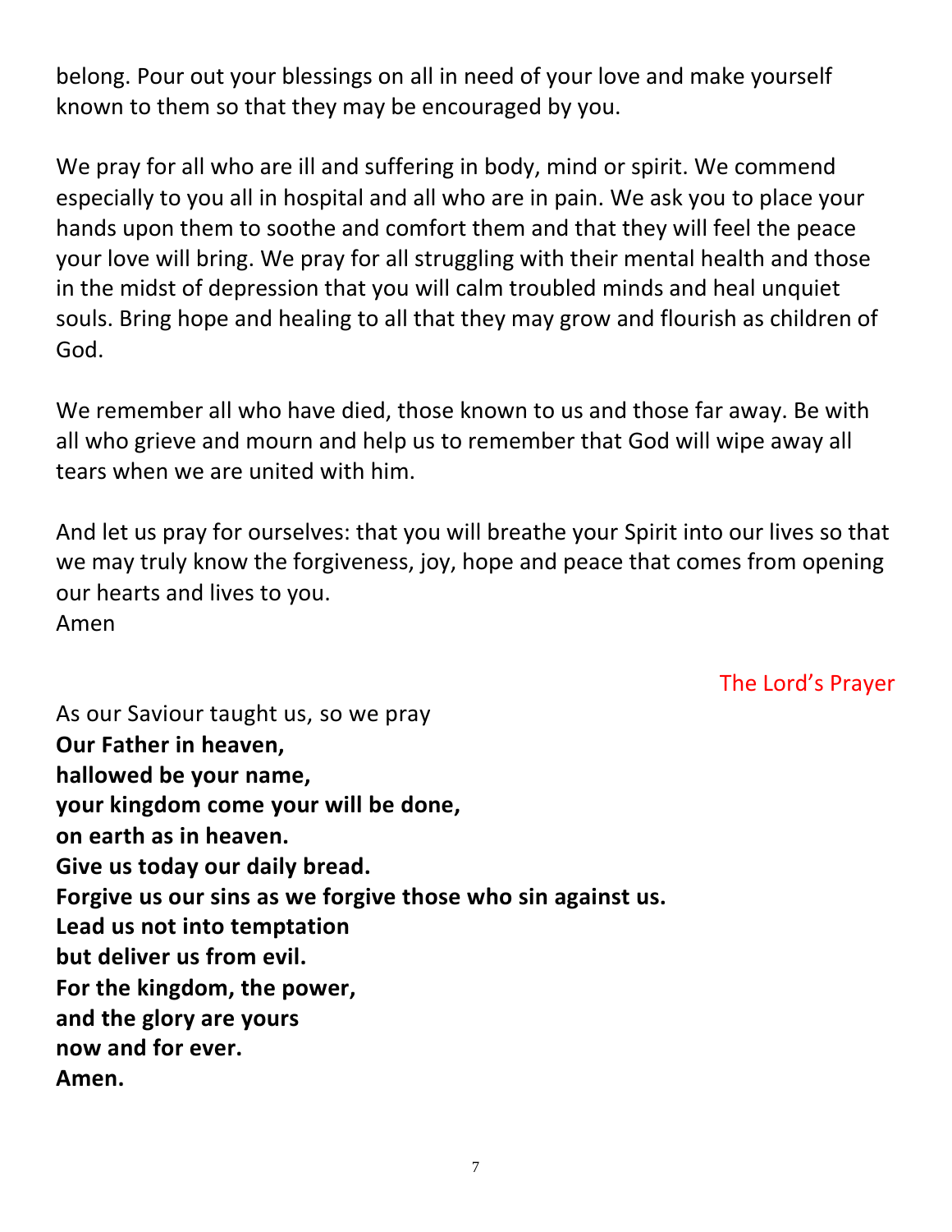belong. Pour out your blessings on all in need of your love and make yourself known to them so that they may be encouraged by you.

We pray for all who are ill and suffering in body, mind or spirit. We commend especially to you all in hospital and all who are in pain. We ask you to place your hands upon them to soothe and comfort them and that they will feel the peace your love will bring. We pray for all struggling with their mental health and those in the midst of depression that you will calm troubled minds and heal unquiet souls. Bring hope and healing to all that they may grow and flourish as children of God.

We remember all who have died, those known to us and those far away. Be with all who grieve and mourn and help us to remember that God will wipe away all tears when we are united with him.

And let us pray for ourselves: that you will breathe your Spirit into our lives so that we may truly know the forgiveness, joy, hope and peace that comes from opening our hearts and lives to you.
Amen

### The Lord's Prayer

As our Saviour taught us, so we pray
**Our Father in heaven,**
**hallowed be your name,**
**your kingdom come your will be done,**
**on earth as in heaven.**
**Give us today our daily bread.**
**Forgive us our sins as we forgive those who sin against us.**
**Lead us not into temptation**
**but deliver us from evil.**
**For the kingdom, the power,**
**and the glory are yours**
**now and for ever.**
**Amen.**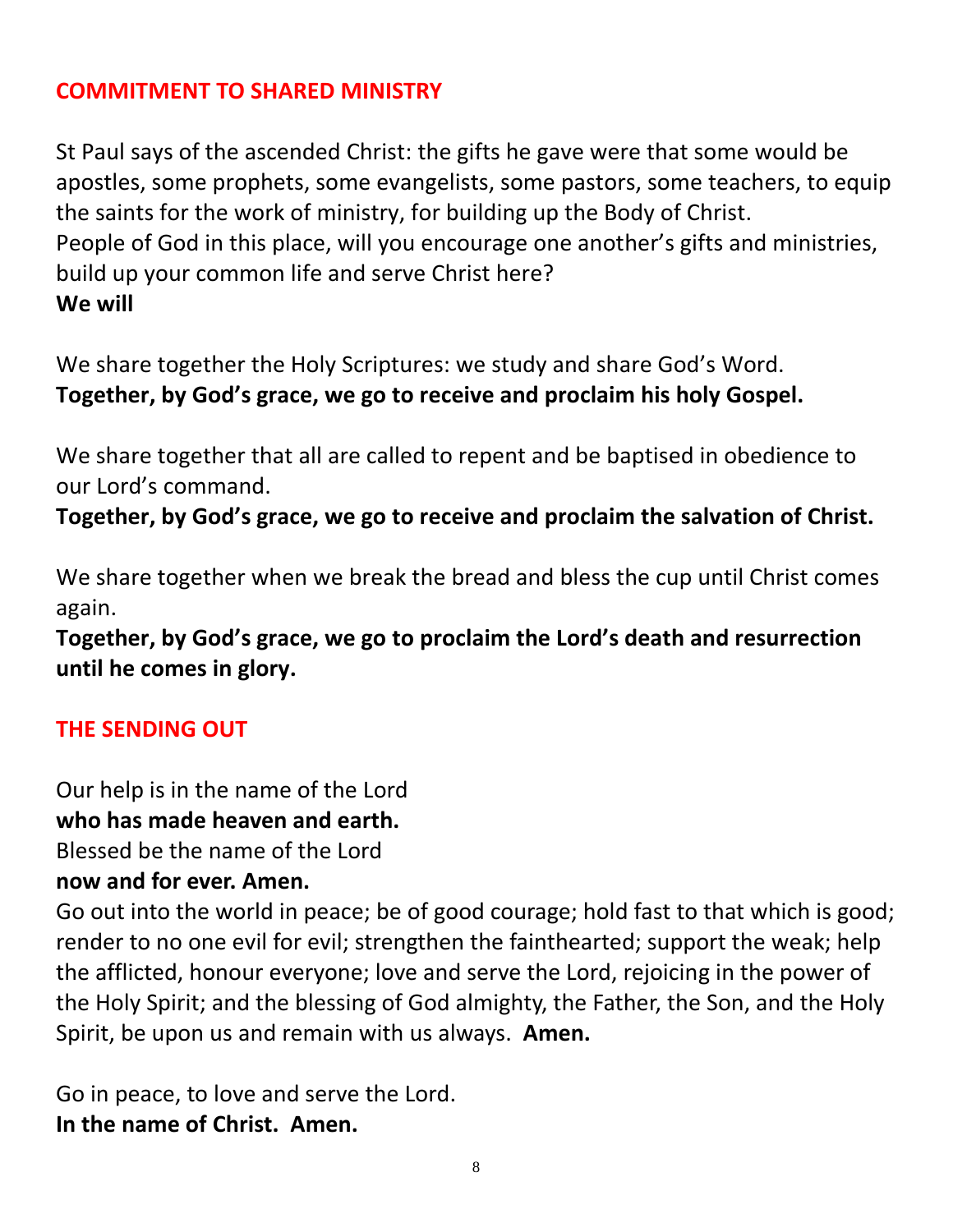## COMMITMENT TO SHARED MINISTRY

St Paul says of the ascended Christ: the gifts he gave were that some would be apostles, some prophets, some evangelists, some pastors, some teachers, to equip the saints for the work of ministry, for building up the Body of Christ.
People of God in this place, will you encourage one another's gifts and ministries, build up your common life and serve Christ here?
**We will**

We share together the Holy Scriptures: we study and share God's Word.
**Together, by God's grace, we go to receive and proclaim his holy Gospel.**

We share together that all are called to repent and be baptised in obedience to our Lord's command.
**Together, by God's grace, we go to receive and proclaim the salvation of Christ.**

We share together when we break the bread and bless the cup until Christ comes again.
**Together, by God's grace, we go to proclaim the Lord's death and resurrection until he comes in glory.**

## THE SENDING OUT

Our help is in the name of the Lord
**who has made heaven and earth.**
Blessed be the name of the Lord
**now and for ever. Amen.**
Go out into the world in peace; be of good courage; hold fast to that which is good; render to no one evil for evil; strengthen the fainthearted; support the weak; help the afflicted, honour everyone; love and serve the Lord, rejoicing in the power of the Holy Spirit; and the blessing of God almighty, the Father, the Son, and the Holy Spirit, be upon us and remain with us always. **Amen.**

Go in peace, to love and serve the Lord.
**In the name of Christ. Amen.**